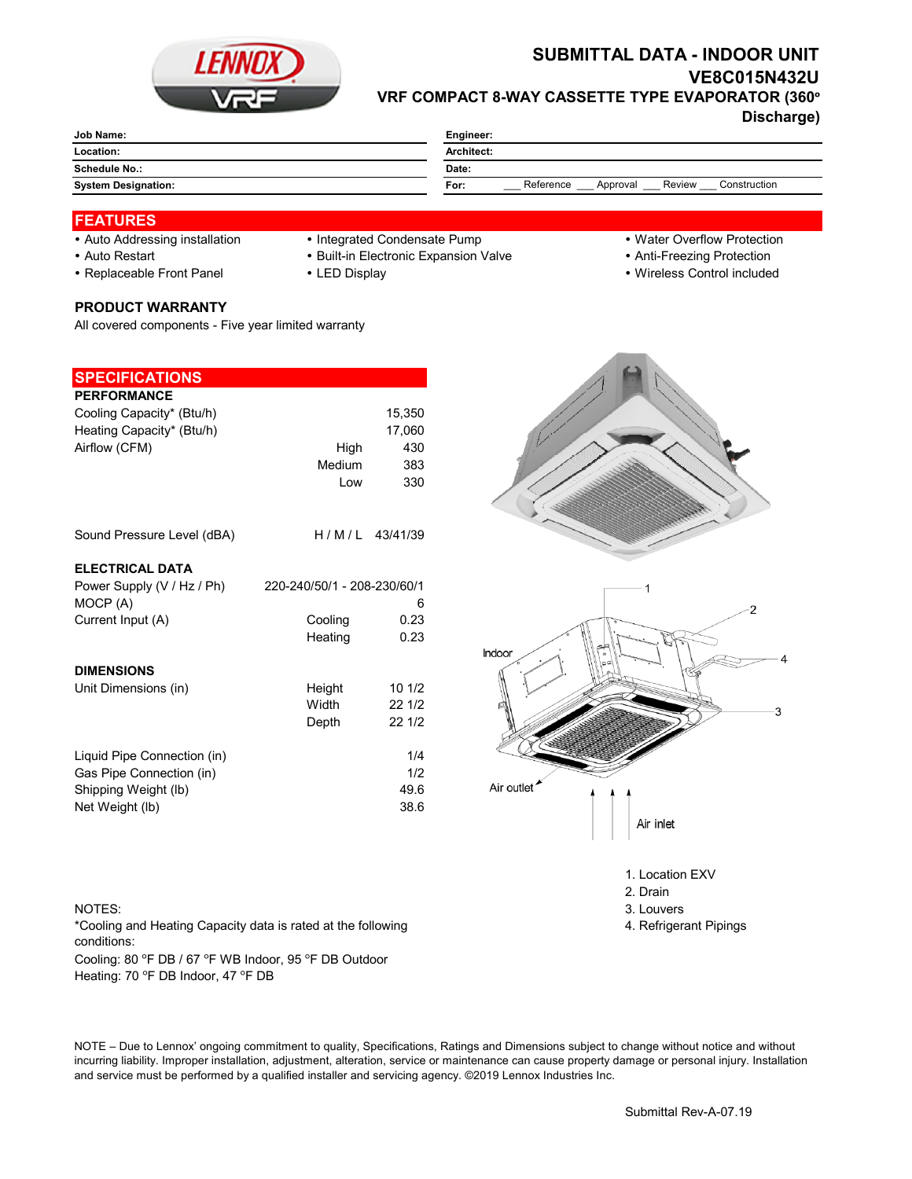# SUBMITTAL DATA - INDOOR UNIT

## VE8C015N432U

## VRF COMPACT 8-WAY CASSETTE TYPE EVAPORATOR (360° Discharge)

| | | | |
|---|---|---|---|
| **Job Name:** | | **Engineer:** | |
| **Location:** | | **Architect:** | |
| **Schedule No.:** | | **Date:** | |
| **System Designation:** | | **For:** | ___ Reference ___ Approval ___ Review ___ Construction |

## FEATURES

- Auto Addressing installation
- Auto Restart
- Replaceable Front Panel
- Integrated Condensate Pump
- Built-in Electronic Expansion Valve
- LED Display
- Water Overflow Protection
- Anti-Freezing Protection
- Wireless Control included

### PRODUCT WARRANTY

All covered components - Five year limited warranty

## SPECIFICATIONS

### PERFORMANCE

| | | |
|---|---|---|
| Cooling Capacity* (Btu/h) | | 15,350 |
| Heating Capacity* (Btu/h) | | 17,060 |
| Airflow (CFM) | High | 430 |
| | Medium | 383 |
| | Low | 330 |
| Sound Pressure Level (dBA) | H / M / L | 43/41/39 |

### ELECTRICAL DATA

| | | |
|---|---|---|
| Power Supply (V / Hz / Ph) | | 220-240/50/1 - 208-230/60/1 |
| MOCP (A) | | 6 |
| Current Input (A) | Cooling | 0.23 |
| | Heating | 0.23 |

### DIMENSIONS

| | | |
|---|---|---|
| Unit Dimensions (in) | Height | 10 1/2 |
| | Width | 22 1/2 |
| | Depth | 22 1/2 |
| Liquid Pipe Connection (in) | | 1/4 |
| Gas Pipe Connection (in) | | 1/2 |
| Shipping Weight (lb) | | 49.6 |
| Net Weight (lb) | | 38.6 |

1. Location EXV
2. Drain
3. Louvers
4. Refrigerant Pipings

NOTES:
*Cooling and Heating Capacity data is rated at the following conditions:
Cooling: 80 °F DB / 67 °F WB Indoor, 95 °F DB Outdoor
Heating: 70 °F DB Indoor, 47 °F DB

NOTE – Due to Lennox' ongoing commitment to quality, Specifications, Ratings and Dimensions subject to change without notice and without incurring liability. Improper installation, adjustment, alteration, service or maintenance can cause property damage or personal injury. Installation and service must be performed by a qualified installer and servicing agency. ©2019 Lennox Industries Inc.

Submittal Rev-A-07.19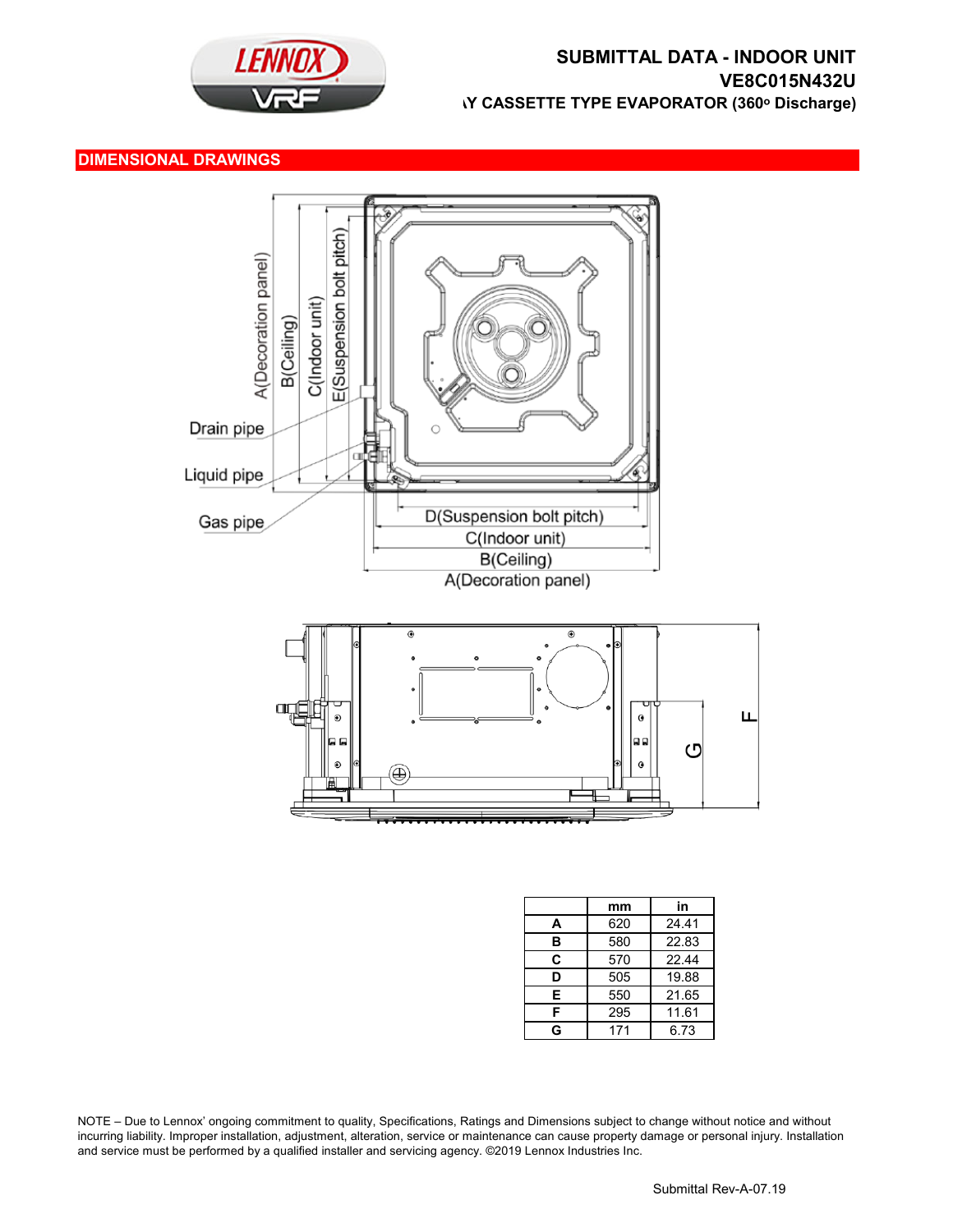# SUBMITTAL DATA - INDOOR UNIT
## VE8C015N432U
### \Y CASSETTE TYPE EVAPORATOR (360° Discharge)

## DIMENSIONAL DRAWINGS

A(Decoration panel)
B(Ceiling)
C(Indoor unit)
E(Suspension bolt pitch)
Drain pipe
Liquid pipe
Gas pipe
D(Suspension bolt pitch)
C(Indoor unit)
B(Ceiling)
A(Decoration panel)

G
F

| | mm | in |
|---|---|---|
| A | 620 | 24.41 |
| B | 580 | 22.83 |
| C | 570 | 22.44 |
| D | 505 | 19.88 |
| E | 550 | 21.65 |
| F | 295 | 11.61 |
| G | 171 | 6.73 |

NOTE – Due to Lennox' ongoing commitment to quality, Specifications, Ratings and Dimensions subject to change without notice and without incurring liability. Improper installation, adjustment, alteration, service or maintenance can cause property damage or personal injury. Installation and service must be performed by a qualified installer and servicing agency. ©2019 Lennox Industries Inc.

Submittal Rev-A-07.19